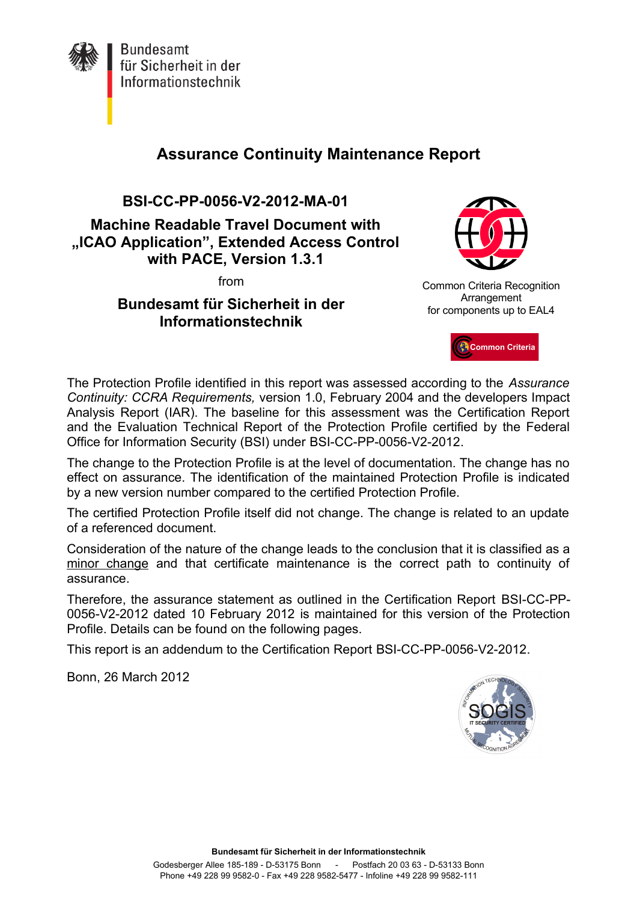Bundesamt für Sicherheit in der Informationstechnik

# Assurance Continuity Maintenance Report

## BSI-CC-PP-0056-V2-2012-MA-01

## Machine Readable Travel Document with „ICAO Application", Extended Access Control with PACE, Version 1.3.1

from

## Bundesamt für Sicherheit in der Informationstechnik

Common Criteria Recognition Arrangement for components up to EAL4

Common Criteria

The Protection Profile identified in this report was assessed according to the *Assurance Continuity: CCRA Requirements,* version 1.0, February 2004 and the developers Impact Analysis Report (IAR). The baseline for this assessment was the Certification Report and the Evaluation Technical Report of the Protection Profile certified by the Federal Office for Information Security (BSI) under BSI-CC-PP-0056-V2-2012.

The change to the Protection Profile is at the level of documentation. The change has no effect on assurance. The identification of the maintained Protection Profile is indicated by a new version number compared to the certified Protection Profile.

The certified Protection Profile itself did not change. The change is related to an update of a referenced document.

Consideration of the nature of the change leads to the conclusion that it is classified as a minor change and that certificate maintenance is the correct path to continuity of assurance.

Therefore, the assurance statement as outlined in the Certification Report BSI-CC-PP-0056-V2-2012 dated 10 February 2012 is maintained for this version of the Protection Profile. Details can be found on the following pages.

This report is an addendum to the Certification Report BSI-CC-PP-0056-V2-2012.

Bonn, 26 March 2012

SOGIS IT SECURITY CERTIFIED – INFORMATION TECHNOLOGY SECURITY – MUTUAL RECOGNITION AGREEMENT

**Bundesamt für Sicherheit in der Informationstechnik**

Godesberger Allee 185-189 - D-53175 Bonn - Postfach 20 03 63 - D-53133 Bonn
Phone +49 228 99 9582-0 - Fax +49 228 9582-5477 - Infoline +49 228 99 9582-111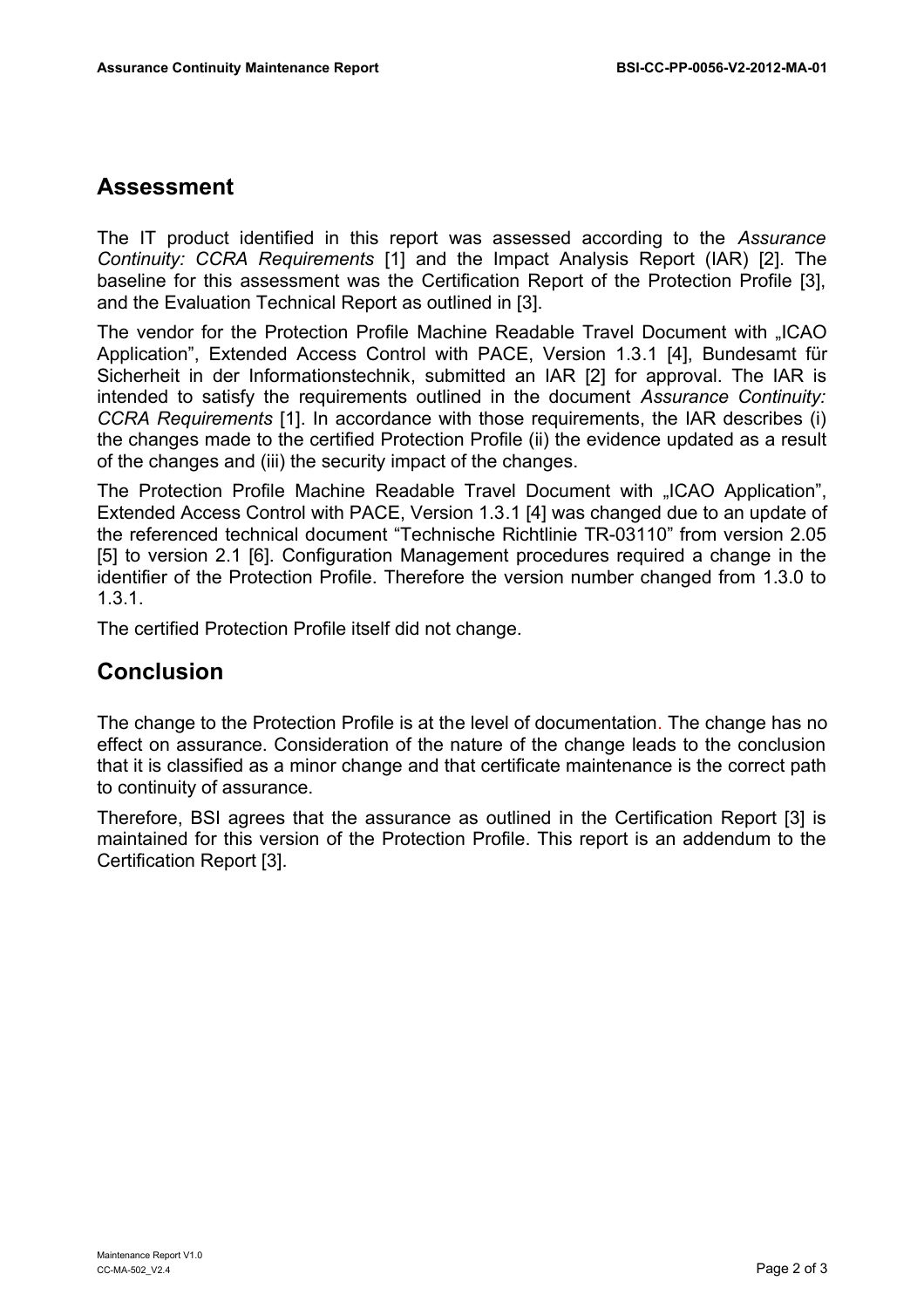## Assessment

The IT product identified in this report was assessed according to the *Assurance Continuity: CCRA Requirements* [1] and the Impact Analysis Report (IAR) [2]. The baseline for this assessment was the Certification Report of the Protection Profile [3], and the Evaluation Technical Report as outlined in [3].

The vendor for the Protection Profile Machine Readable Travel Document with „ICAO Application", Extended Access Control with PACE, Version 1.3.1 [4], Bundesamt für Sicherheit in der Informationstechnik, submitted an IAR [2] for approval. The IAR is intended to satisfy the requirements outlined in the document *Assurance Continuity: CCRA Requirements* [1]. In accordance with those requirements, the IAR describes (i) the changes made to the certified Protection Profile (ii) the evidence updated as a result of the changes and (iii) the security impact of the changes.

The Protection Profile Machine Readable Travel Document with „ICAO Application", Extended Access Control with PACE, Version 1.3.1 [4] was changed due to an update of the referenced technical document "Technische Richtlinie TR-03110" from version 2.05 [5] to version 2.1 [6]. Configuration Management procedures required a change in the identifier of the Protection Profile. Therefore the version number changed from 1.3.0 to 1.3.1.

The certified Protection Profile itself did not change.

## Conclusion

The change to the Protection Profile is at the level of documentation. The change has no effect on assurance. Consideration of the nature of the change leads to the conclusion that it is classified as a minor change and that certificate maintenance is the correct path to continuity of assurance.

Therefore, BSI agrees that the assurance as outlined in the Certification Report [3] is maintained for this version of the Protection Profile. This report is an addendum to the Certification Report [3].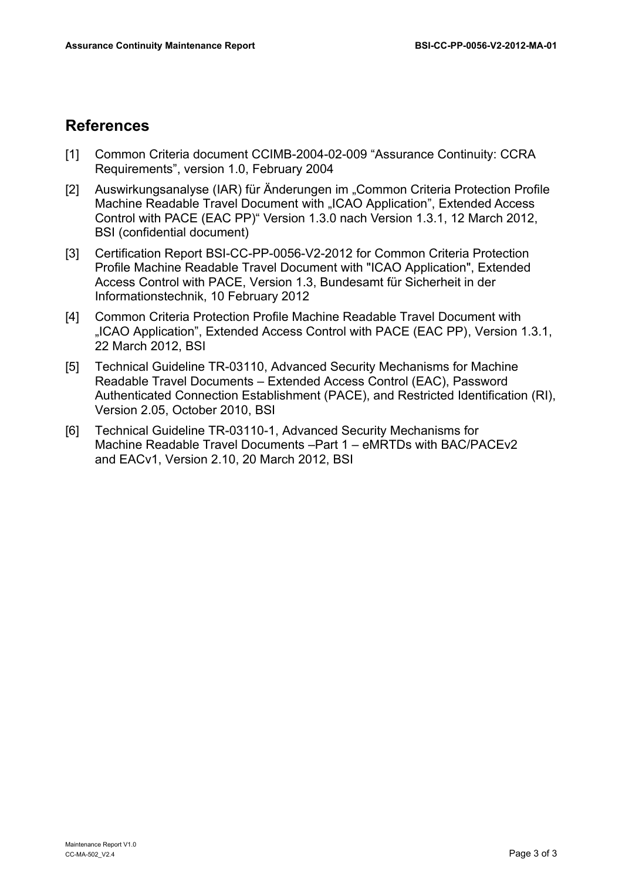## References

[1] Common Criteria document CCIMB-2004-02-009 “Assurance Continuity: CCRA Requirements”, version 1.0, February 2004

[2] Auswirkungsanalyse (IAR) für Änderungen im „Common Criteria Protection Profile Machine Readable Travel Document with „ICAO Application”, Extended Access Control with PACE (EAC PP)“ Version 1.3.0 nach Version 1.3.1, 12 March 2012, BSI (confidential document)

[3] Certification Report BSI-CC-PP-0056-V2-2012 for Common Criteria Protection Profile Machine Readable Travel Document with "ICAO Application", Extended Access Control with PACE, Version 1.3, Bundesamt für Sicherheit in der Informationstechnik, 10 February 2012

[4] Common Criteria Protection Profile Machine Readable Travel Document with „ICAO Application”, Extended Access Control with PACE (EAC PP), Version 1.3.1, 22 March 2012, BSI

[5] Technical Guideline TR-03110, Advanced Security Mechanisms for Machine Readable Travel Documents – Extended Access Control (EAC), Password Authenticated Connection Establishment (PACE), and Restricted Identification (RI), Version 2.05, October 2010, BSI

[6] Technical Guideline TR-03110-1, Advanced Security Mechanisms for Machine Readable Travel Documents –Part 1 – eMRTDs with BAC/PACEv2 and EACv1, Version 2.10, 20 March 2012, BSI